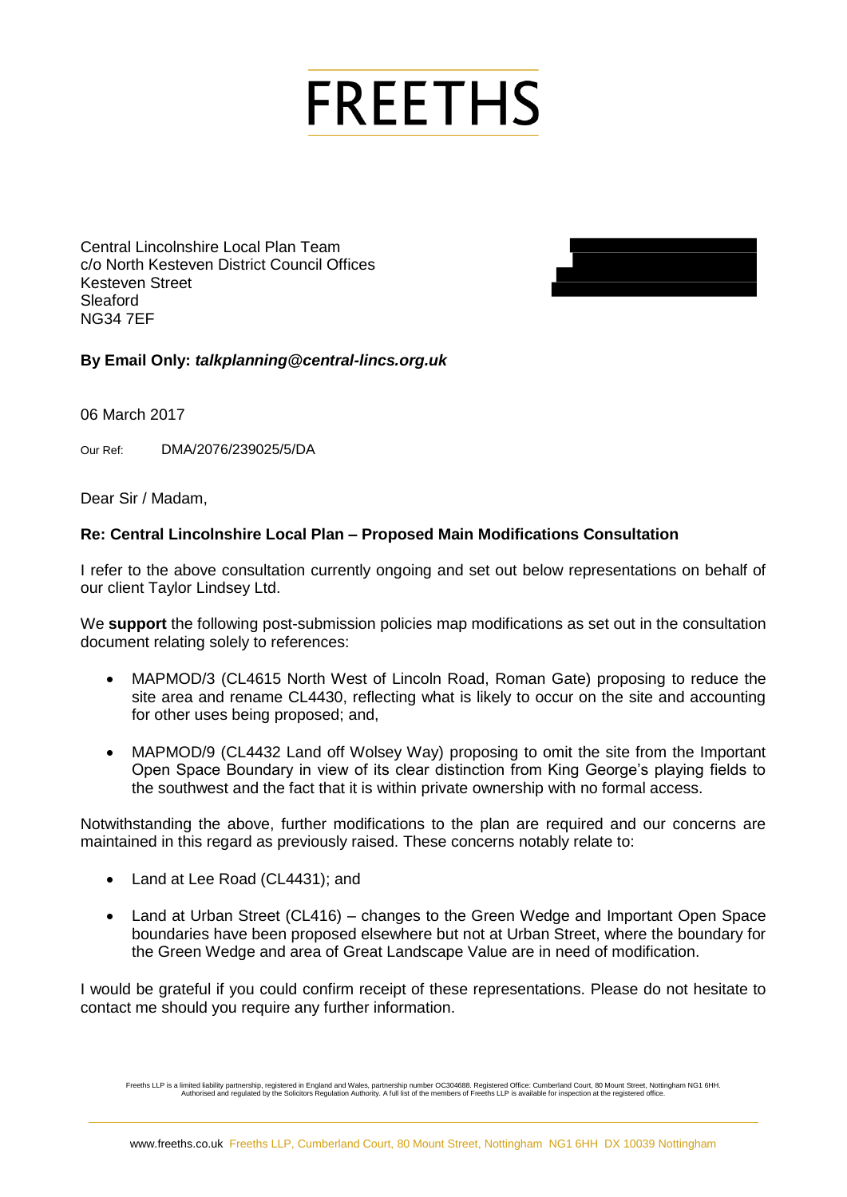# FREETHS

Central Lincolnshire Local Plan Team
c/o North Kesteven District Council Offices
Kesteven Street
Sleaford
NG34 7EF

**By Email Only:** ***talkplanning@central-lincs.org.uk***

06 March 2017

Our Ref: DMA/2076/239025/5/DA

Dear Sir / Madam,

**Re: Central Lincolnshire Local Plan – Proposed Main Modifications Consultation**

I refer to the above consultation currently ongoing and set out below representations on behalf of our client Taylor Lindsey Ltd.

We **support** the following post-submission policies map modifications as set out in the consultation document relating solely to references:

- MAPMOD/3 (CL4615 North West of Lincoln Road, Roman Gate) proposing to reduce the site area and rename CL4430, reflecting what is likely to occur on the site and accounting for other uses being proposed; and,
- MAPMOD/9 (CL4432 Land off Wolsey Way) proposing to omit the site from the Important Open Space Boundary in view of its clear distinction from King George's playing fields to the southwest and the fact that it is within private ownership with no formal access.

Notwithstanding the above, further modifications to the plan are required and our concerns are maintained in this regard as previously raised. These concerns notably relate to:

- Land at Lee Road (CL4431); and
- Land at Urban Street (CL416) – changes to the Green Wedge and Important Open Space boundaries have been proposed elsewhere but not at Urban Street, where the boundary for the Green Wedge and area of Great Landscape Value are in need of modification.

I would be grateful if you could confirm receipt of these representations. Please do not hesitate to contact me should you require any further information.

Freeths LLP is a limited liability partnership, registered in England and Wales, partnership number OC304688. Registered Office: Cumberland Court, 80 Mount Street, Nottingham NG1 6HH. Authorised and regulated by the Solicitors Regulation Authority. A full list of the members of Freeths LLP is available for inspection at the registered office.

www.freeths.co.uk Freeths LLP, Cumberland Court, 80 Mount Street, Nottingham NG1 6HH DX 10039 Nottingham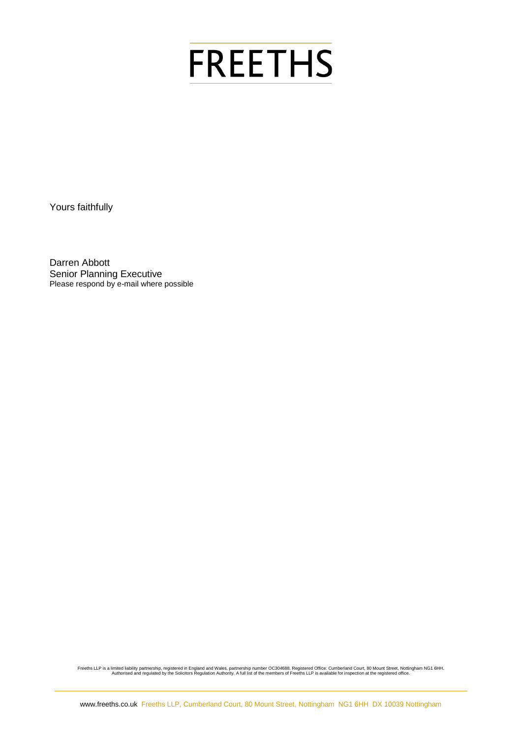FREETHS

Yours faithfully

Darren Abbott
Senior Planning Executive
Please respond by e-mail where possible

Freeths LLP is a limited liability partnership, registered in England and Wales, partnership number OC304688. Registered Office: Cumberland Court, 80 Mount Street, Nottingham NG1 6HH. Authorised and regulated by the Solicitors Regulation Authority. A full list of the members of Freeths LLP is available for inspection at the registered office.

www.freeths.co.uk Freeths LLP, Cumberland Court, 80 Mount Street, Nottingham NG1 6HH DX 10039 Nottingham